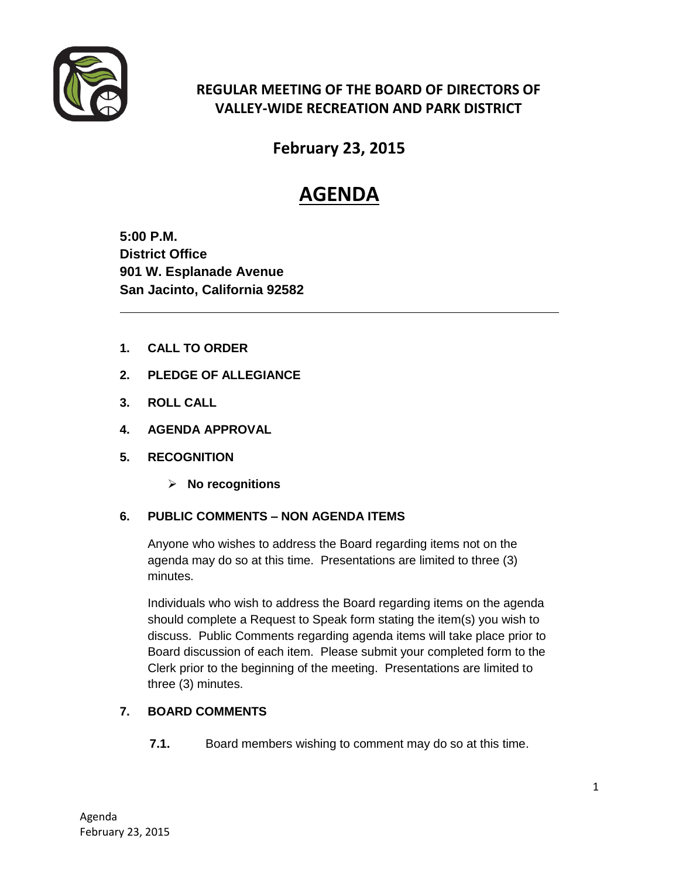# REGULAR MEETING OF THE BOARD OF DIRECTORS OF VALLEY-WIDE RECREATION AND PARK DISTRICT

## February 23, 2015

# AGENDA

**5:00 P.M.**
**District Office**
**901 W. Esplanade Avenue**
**San Jacinto, California 92582**

---

**1. CALL TO ORDER**

**2. PLEDGE OF ALLEGIANCE**

**3. ROLL CALL**

**4. AGENDA APPROVAL**

**5. RECOGNITION**

- **No recognitions**

**6. PUBLIC COMMENTS – NON AGENDA ITEMS**

Anyone who wishes to address the Board regarding items not on the agenda may do so at this time. Presentations are limited to three (3) minutes.

Individuals who wish to address the Board regarding items on the agenda should complete a Request to Speak form stating the item(s) you wish to discuss. Public Comments regarding agenda items will take place prior to Board discussion of each item. Please submit your completed form to the Clerk prior to the beginning of the meeting. Presentations are limited to three (3) minutes.

**7. BOARD COMMENTS**

**7.1.** Board members wishing to comment may do so at this time.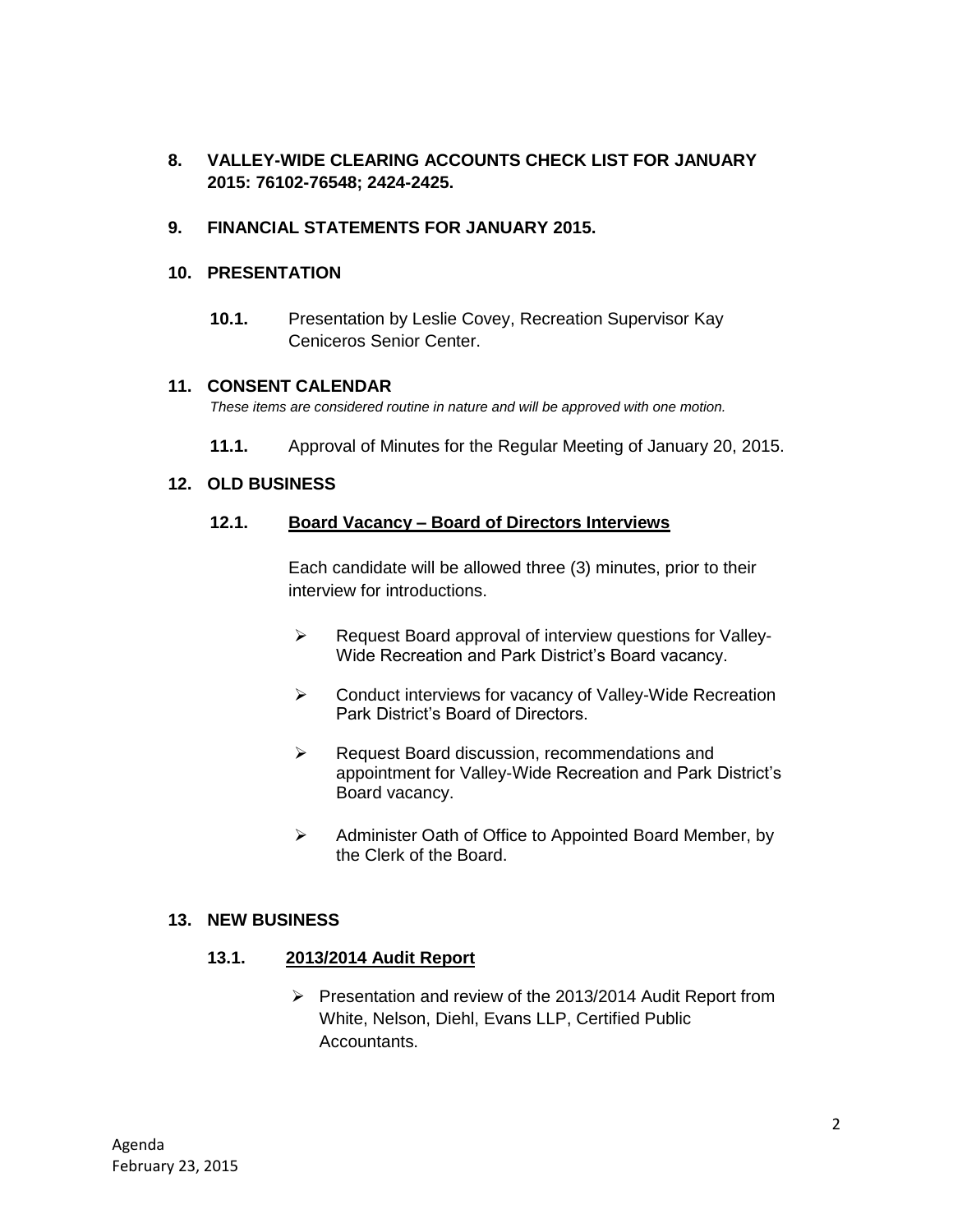**8. VALLEY-WIDE CLEARING ACCOUNTS CHECK LIST FOR JANUARY 2015: 76102-76548; 2424-2425.**

**9. FINANCIAL STATEMENTS FOR JANUARY 2015.**

**10. PRESENTATION**

**10.1.** Presentation by Leslie Covey, Recreation Supervisor Kay Ceniceros Senior Center.

**11. CONSENT CALENDAR**

*These items are considered routine in nature and will be approved with one motion.*

**11.1.** Approval of Minutes for the Regular Meeting of January 20, 2015.

**12. OLD BUSINESS**

**12.1. Board Vacancy – Board of Directors Interviews**

Each candidate will be allowed three (3) minutes, prior to their interview for introductions.

- Request Board approval of interview questions for Valley-Wide Recreation and Park District's Board vacancy.
- Conduct interviews for vacancy of Valley-Wide Recreation Park District's Board of Directors.
- Request Board discussion, recommendations and appointment for Valley-Wide Recreation and Park District's Board vacancy.
- Administer Oath of Office to Appointed Board Member, by the Clerk of the Board.

**13. NEW BUSINESS**

**13.1. 2013/2014 Audit Report**

- Presentation and review of the 2013/2014 Audit Report from White, Nelson, Diehl, Evans LLP, Certified Public Accountants.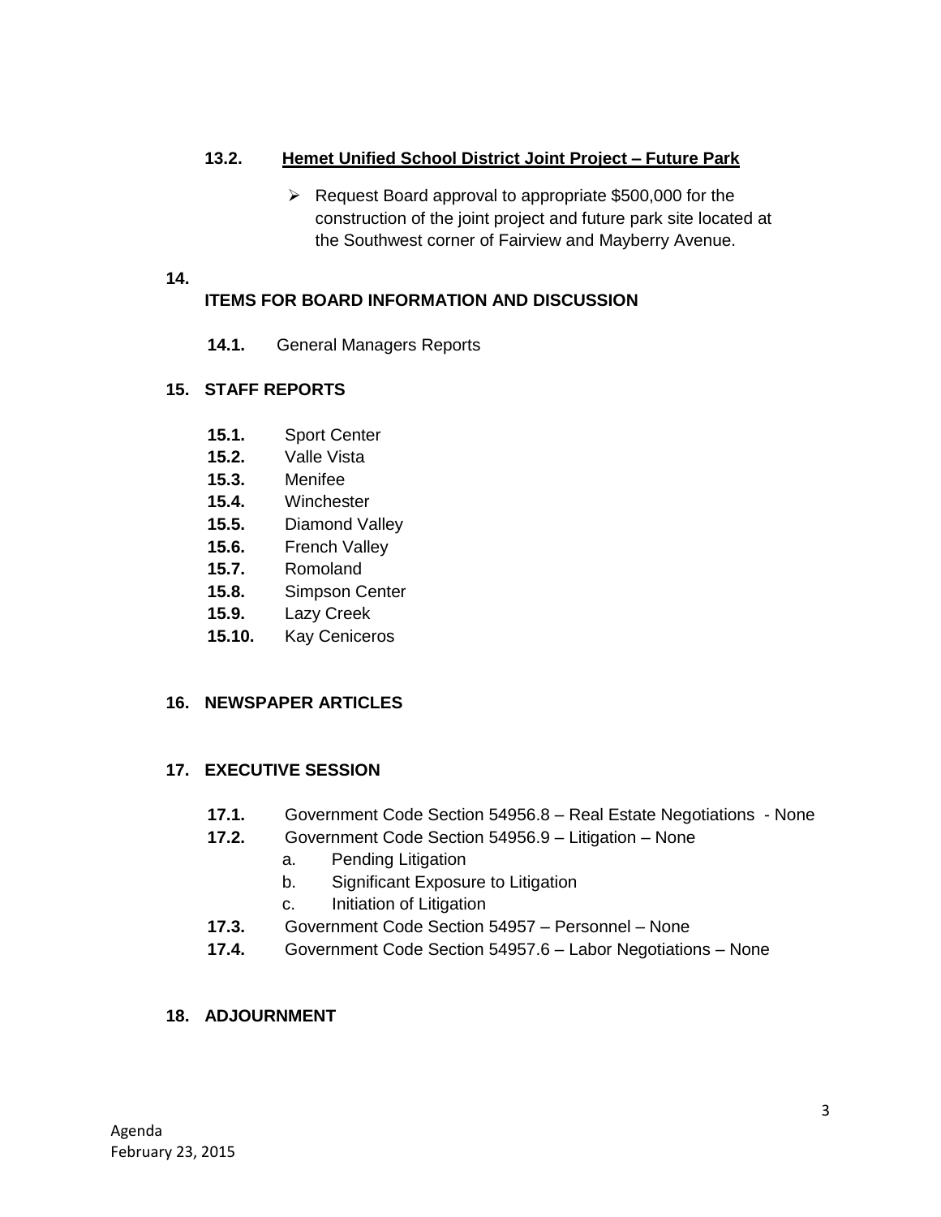**13.2. <u>Hemet Unified School District Joint Project – Future Park</u>**

- Request Board approval to appropriate $500,000 for the construction of the joint project and future park site located at the Southwest corner of Fairview and Mayberry Avenue.

**14. ITEMS FOR BOARD INFORMATION AND DISCUSSION**

**14.1.** General Managers Reports

**15. STAFF REPORTS**

**15.1.** Sport Center
**15.2.** Valle Vista
**15.3.** Menifee
**15.4.** Winchester
**15.5.** Diamond Valley
**15.6.** French Valley
**15.7.** Romoland
**15.8.** Simpson Center
**15.9.** Lazy Creek
**15.10.** Kay Ceniceros

**16. NEWSPAPER ARTICLES**

**17. EXECUTIVE SESSION**

**17.1.** Government Code Section 54956.8 – Real Estate Negotiations - None
**17.2.** Government Code Section 54956.9 – Litigation – None
- a. Pending Litigation
- b. Significant Exposure to Litigation
- c. Initiation of Litigation

**17.3.** Government Code Section 54957 – Personnel – None
**17.4.** Government Code Section 54957.6 – Labor Negotiations – None

**18. ADJOURNMENT**

Agenda
February 23, 2015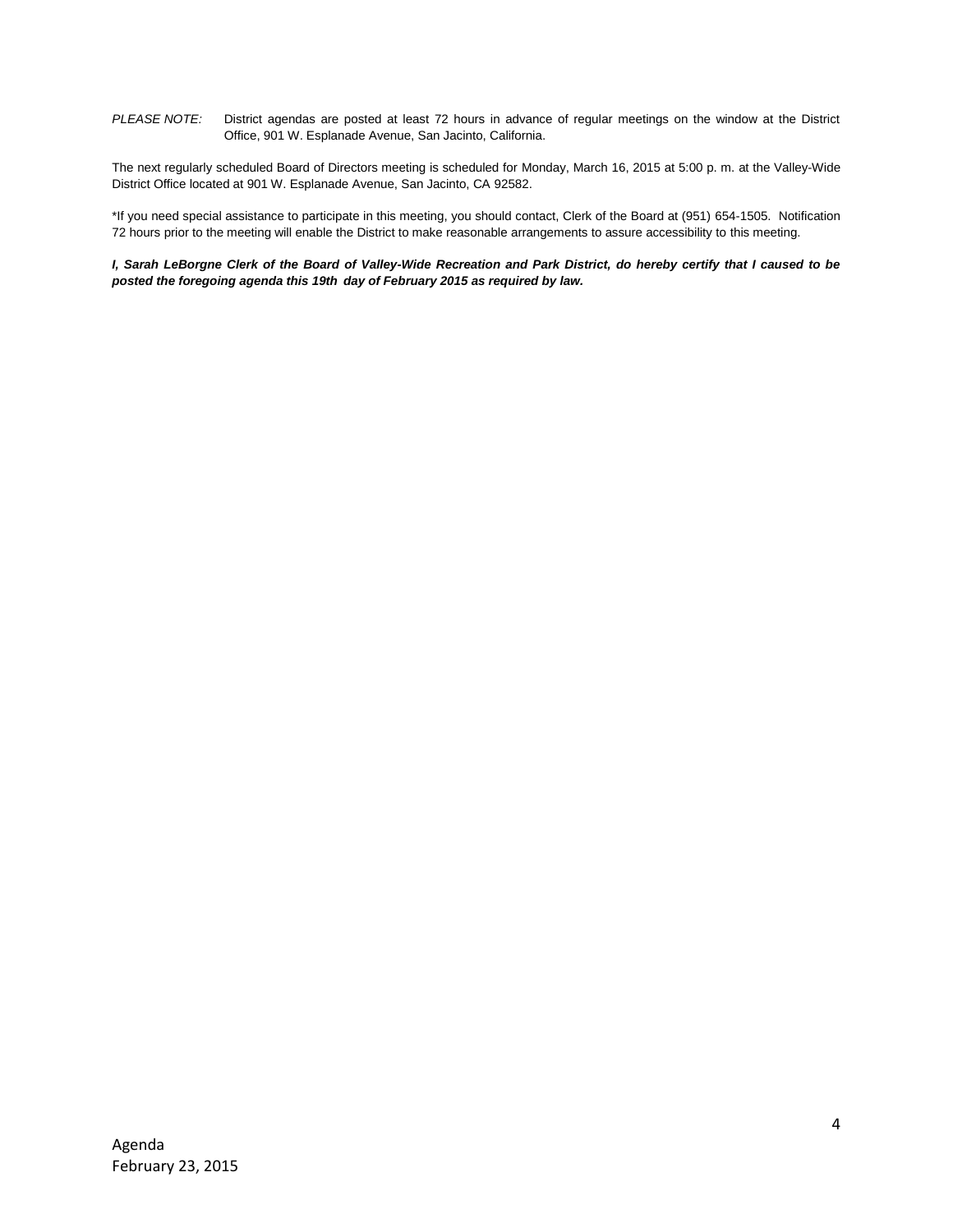*PLEASE NOTE:* District agendas are posted at least 72 hours in advance of regular meetings on the window at the District Office, 901 W. Esplanade Avenue, San Jacinto, California.

The next regularly scheduled Board of Directors meeting is scheduled for Monday, March 16, 2015 at 5:00 p. m. at the Valley-Wide District Office located at 901 W. Esplanade Avenue, San Jacinto, CA 92582.

*If you need special assistance to participate in this meeting, you should contact, Clerk of the Board at (951) 654-1505. Notification 72 hours prior to the meeting will enable the District to make reasonable arrangements to assure accessibility to this meeting.

***I, Sarah LeBorgne Clerk of the Board of Valley-Wide Recreation and Park District, do hereby certify that I caused to be posted the foregoing agenda this 19th day of February 2015 as required by law.***